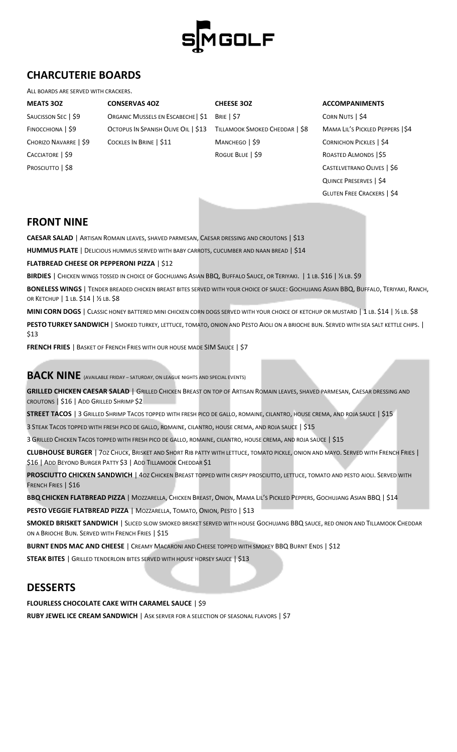SIMGOLF

## CHARCUTERIE BOARDS

All boards are served with crackers.

| MEATS 3OZ | CONSERVAS 4OZ | CHEESE 3OZ | ACCOMPANIMENTS |
|---|---|---|---|
| Saucisson Sec \| $9 | Organic Mussels en Escabeche \| $1 | Brie \| $7 | Corn Nuts \| $4 |
| Finocchiona \| $9 | Octopus In Spanish Olive Oil \| $13 | Tillamook Smoked Cheddar \| $8 | Mama Lil's Pickled Peppers \| $4 |
| Chorizo Navarre \| $9 | Cockles In Brine \| $11 | Manchego \| $9 | Cornichon Pickles \| $4 |
| Cacciatore \| $9 | | Rogue Blue \| $9 | Roasted Almonds \| $5 |
| Prosciutto \| $8 | | | Castelvetrano Olives \| $6 |
| | | | Quince Preserves \| $4 |
| | | | Gluten Free Crackers \| $4 |

## FRONT NINE

**CAESAR SALAD** | Artisan Romain leaves, shaved parmesan, Caesar dressing and croutons | $13

**HUMMUS PLATE** | Delicious hummus served with baby carrots, cucumber and naan bread | $14

**FLATBREAD CHEESE OR PEPPERONI PIZZA** | $12

**BIRDIES** | Chicken wings tossed in choice of Gochujang Asian BBQ, Buffalo Sauce, or Teriyaki. | 1 lb. $16 | ½ lb. $9

**BONELESS WINGS** | Tender breaded chicken breast bites served with your choice of sauce: Gochujang Asian BBQ, Buffalo, Teriyaki, Ranch, or Ketchup | 1 lb. $14 | ½ lb. $8

**MINI CORN DOGS** | Classic honey battered mini chicken corn dogs served with your choice of ketchup or mustard | 1 lb. $14 | ½ lb. $8

**PESTO TURKEY SANDWICH** | Smoked turkey, lettuce, tomato, onion and Pesto Aioli on a brioche bun. Served with sea salt kettle chips. | $13

**FRENCH FRIES** | Basket of French Fries with our house made SIM Sauce | $7

## BACK NINE (Available Friday – Saturday, on league nights and special events)

**GRILLED CHICKEN CAESAR SALAD** | Grilled Chicken Breast on top of Artisan Romain leaves, shaved parmesan, Caesar dressing and croutons | $16 | Add Grilled Shrimp $2

**STREET TACOS** | 3 Grilled Shrimp Tacos topped with fresh pico de gallo, romaine, cilantro, house crema, and roja sauce | $15

3 Steak Tacos topped with fresh pico de gallo, romaine, cilantro, house crema, and roja sauce | $15

3 Grilled Chicken Tacos topped with fresh pico de gallo, romaine, cilantro, house crema, and roja sauce | $15

**CLUBHOUSE BURGER** | 7oz Chuck, Brisket and Short Rib patty with lettuce, tomato pickle, onion and mayo. Served with French Fries | $16 | Add Beyond Burger Patty $3 | Add Tillamook Cheddar $1

**PROSCIUTTO CHICKEN SANDWICH** | 4oz Chicken Breast topped with crispy prosciutto, lettuce, tomato and pesto aioli. Served with French Fries | $16

**BBQ CHICKEN FLATBREAD PIZZA** | Mozzarella, Chicken Breast, Onion, Mama Lil's Pickled Peppers, Gochujang Asian BBQ | $14

**PESTO VEGGIE FLATBREAD PIZZA** | Mozzarella, Tomato, Onion, Pesto | $13

**SMOKED BRISKET SANDWICH** | Sliced slow smoked brisket served with house Gochujang BBQ sauce, red onion and Tillamook Cheddar on a Brioche Bun. Served with French Fries | $15

**BURNT ENDS MAC AND CHEESE** | Creamy Macaroni and Cheese topped with smokey BBQ Burnt Ends | $12

**STEAK BITES** | Grilled tenderloin bites served with house horsey sauce | $13

## DESSERTS

**FLOURLESS CHOCOLATE CAKE WITH CARAMEL SAUCE** | $9

**RUBY JEWEL ICE CREAM SANDWICH** | Ask server for a selection of seasonal flavors | $7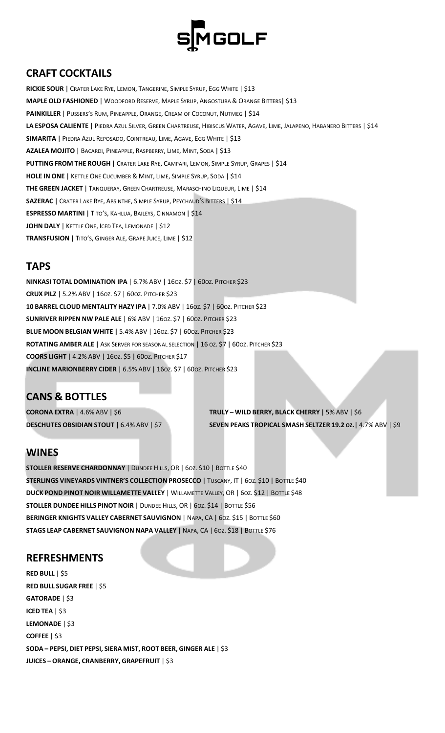# SIMGOLF

## CRAFT COCKTAILS

**RICKIE SOUR** | CRATER LAKE RYE, LEMON, TANGERINE, SIMPLE SYRUP, EGG WHITE | $13
**MAPLE OLD FASHIONED** | WOODFORD RESERVE, MAPLE SYRUP, ANGOSTURA & ORANGE BITTERS| $13
**PAINKILLER** | PUSSERS'S RUM, PINEAPPLE, ORANGE, CREAM OF COCONUT, NUTMEG | $14
**LA ESPOSA CALIENTE** | PIEDRA AZUL SILVER, GREEN CHARTREUSE, HIBISCUS WATER, AGAVE, LIME, JALAPENO, HABANERO BITTERS | $14
**SIMARITA** | PIEDRA AZUL REPOSADO, COINTREAU, LIME, AGAVE, EGG WHITE | $13
**AZALEA MOJITO** | BACARDI, PINEAPPLE, RASPBERRY, LIME, MINT, SODA | $13
**PUTTING FROM THE ROUGH** | CRATER LAKE RYE, CAMPARI, LEMON, SIMPLE SYRUP, GRAPES | $14
**HOLE IN ONE** | KETTLE ONE CUCUMBER & MINT, LIME, SIMPLE SYRUP, SODA | $14
**THE GREEN JACKET** | TANQUERAY, GREEN CHARTREUSE, MARASCHINO LIQUEUR, LIME | $14
**SAZERAC** | CRATER LAKE RYE, ABSINTHE, SIMPLE SYRUP, PEYCHAUD'S BITTERS | $14
**ESPRESSO MARTINI** | TITO'S, KAHLUA, BAILEYS, CINNAMON | $14
**JOHN DALY** | KETTLE ONE, ICED TEA, LEMONADE | $12
**TRANSFUSION** | TITO'S, GINGER ALE, GRAPE JUICE, LIME | $12

## TAPS

**NINKASI TOTAL DOMINATION IPA** | 6.7% ABV | 16OZ. $7 | 60OZ. PITCHER $23
**CRUX PILZ** | 5.2% ABV | 16OZ. $7 | 60OZ. PITCHER $23
**10 BARREL CLOUD MENTALITY HAZY IPA** | 7.0% ABV | 16OZ. $7 | 60OZ. PITCHER $23
**SUNRIVER RIPPEN NW PALE ALE** | 6% ABV | 16OZ. $7 | 60OZ. PITCHER $23
**BLUE MOON BELGIAN WHITE** | 5.4% ABV | 16OZ. $7 | 60OZ. PITCHER $23
**ROTATING AMBER ALE |** ASK SERVER FOR SEASONAL SELECTION | 16 OZ. $7 | 60OZ. PITCHER $23
**COORS LIGHT** | 4.2% ABV | 16OZ. $5 | 60OZ. PITCHER $17
**INCLINE MARIONBERRY CIDER** | 6.5% ABV | 16OZ. $7 | 60OZ. PITCHER $23

## CANS & BOTTLES

**CORONA EXTRA** | 4.6% ABV | $6
**DESCHUTES OBSIDIAN STOUT** | 6.4% ABV | $7
**TRULY – WILD BERRY, BLACK CHERRY** | 5% ABV | $6
**SEVEN PEAKS TROPICAL SMASH SELTZER 19.2 OZ.** | 4.7% ABV | $9

## WINES

**STOLLER RESERVE CHARDONNAY** | DUNDEE HILLS, OR | 6OZ. $10 | BOTTLE $40
**STERLINGS VINEYARDS VINTNER'S COLLECTION PROSECCO** | TUSCANY, IT | 6OZ. $10 | BOTTLE $40
**DUCK POND PINOT NOIR WILLAMETTE VALLEY** | WILLAMETTE VALLEY, OR | 6OZ. $12 | BOTTLE $48
**STOLLER DUNDEE HILLS PINOT NOIR** | DUNDEE HILLS, OR | 6OZ. $14 | BOTTLE $56
**BERINGER KNIGHTS VALLEY CABERNET SAUVIGNON** | NAPA, CA | 6OZ. $15 | BOTTLE $60
**STAGS LEAP CABERNET SAUVIGNON NAPA VALLEY** | NAPA, CA | 6OZ. $18 | BOTTLE $76

## REFRESHMENTS

**RED BULL** | $5
**RED BULL SUGAR FREE** | $5
**GATORADE** | $3
**ICED TEA** | $3
**LEMONADE** | $3
**COFFEE** | $3
**SODA – PEPSI, DIET PEPSI, SIERA MIST, ROOT BEER, GINGER ALE** | $3
**JUICES – ORANGE, CRANBERRY, GRAPEFRUIT** | $3